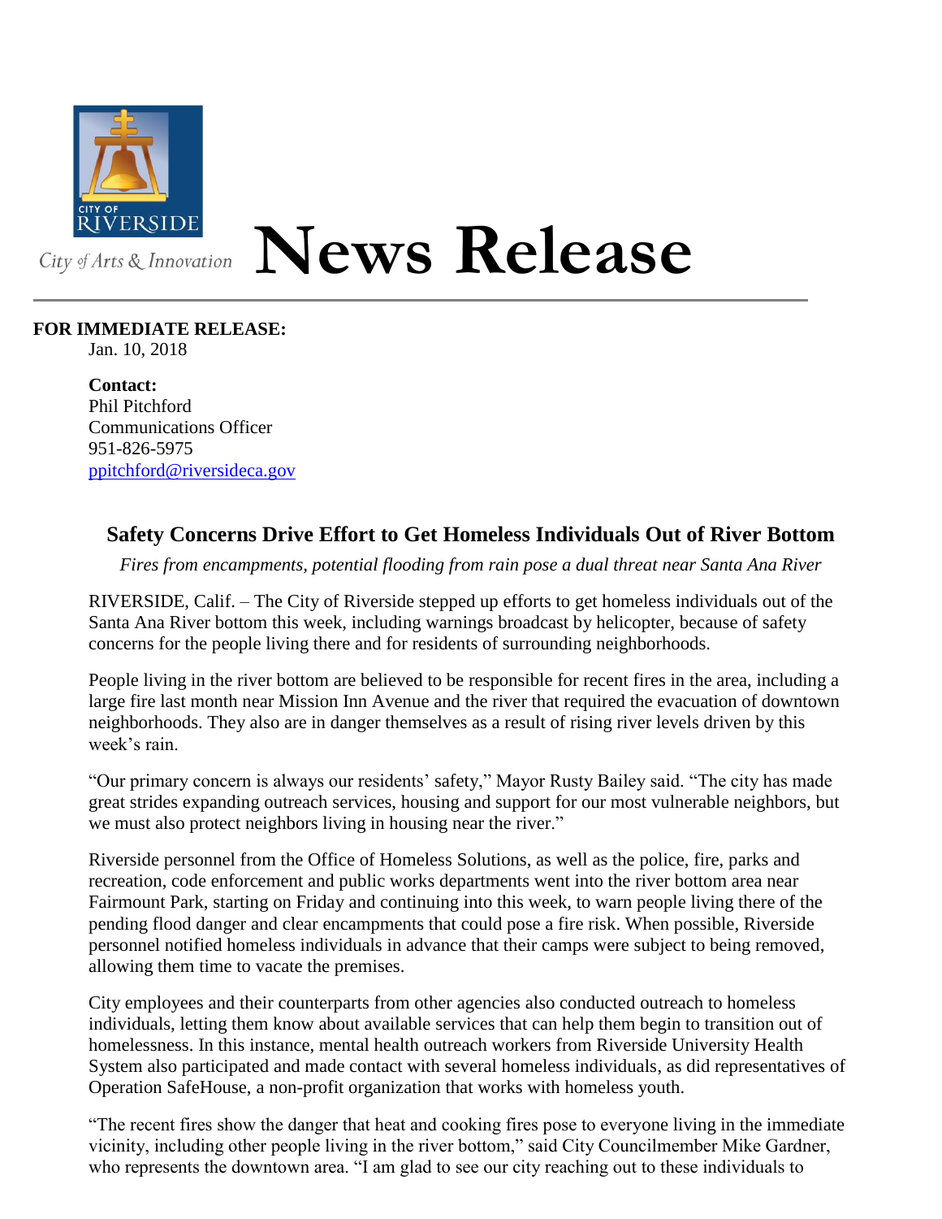CITY OF RIVERSIDE

City of Arts & Innovation

# News Release

**FOR IMMEDIATE RELEASE:**
Jan. 10, 2018

**Contact:**
Phil Pitchford
Communications Officer
951-826-5975
ppitchford@riversideca.gov

## Safety Concerns Drive Effort to Get Homeless Individuals Out of River Bottom

*Fires from encampments, potential flooding from rain pose a dual threat near Santa Ana River*

RIVERSIDE, Calif. – The City of Riverside stepped up efforts to get homeless individuals out of the Santa Ana River bottom this week, including warnings broadcast by helicopter, because of safety concerns for the people living there and for residents of surrounding neighborhoods.

People living in the river bottom are believed to be responsible for recent fires in the area, including a large fire last month near Mission Inn Avenue and the river that required the evacuation of downtown neighborhoods. They also are in danger themselves as a result of rising river levels driven by this week's rain.

"Our primary concern is always our residents' safety," Mayor Rusty Bailey said. "The city has made great strides expanding outreach services, housing and support for our most vulnerable neighbors, but we must also protect neighbors living in housing near the river."

Riverside personnel from the Office of Homeless Solutions, as well as the police, fire, parks and recreation, code enforcement and public works departments went into the river bottom area near Fairmount Park, starting on Friday and continuing into this week, to warn people living there of the pending flood danger and clear encampments that could pose a fire risk. When possible, Riverside personnel notified homeless individuals in advance that their camps were subject to being removed, allowing them time to vacate the premises.

City employees and their counterparts from other agencies also conducted outreach to homeless individuals, letting them know about available services that can help them begin to transition out of homelessness. In this instance, mental health outreach workers from Riverside University Health System also participated and made contact with several homeless individuals, as did representatives of Operation SafeHouse, a non-profit organization that works with homeless youth.

"The recent fires show the danger that heat and cooking fires pose to everyone living in the immediate vicinity, including other people living in the river bottom," said City Councilmember Mike Gardner, who represents the downtown area. "I am glad to see our city reaching out to these individuals to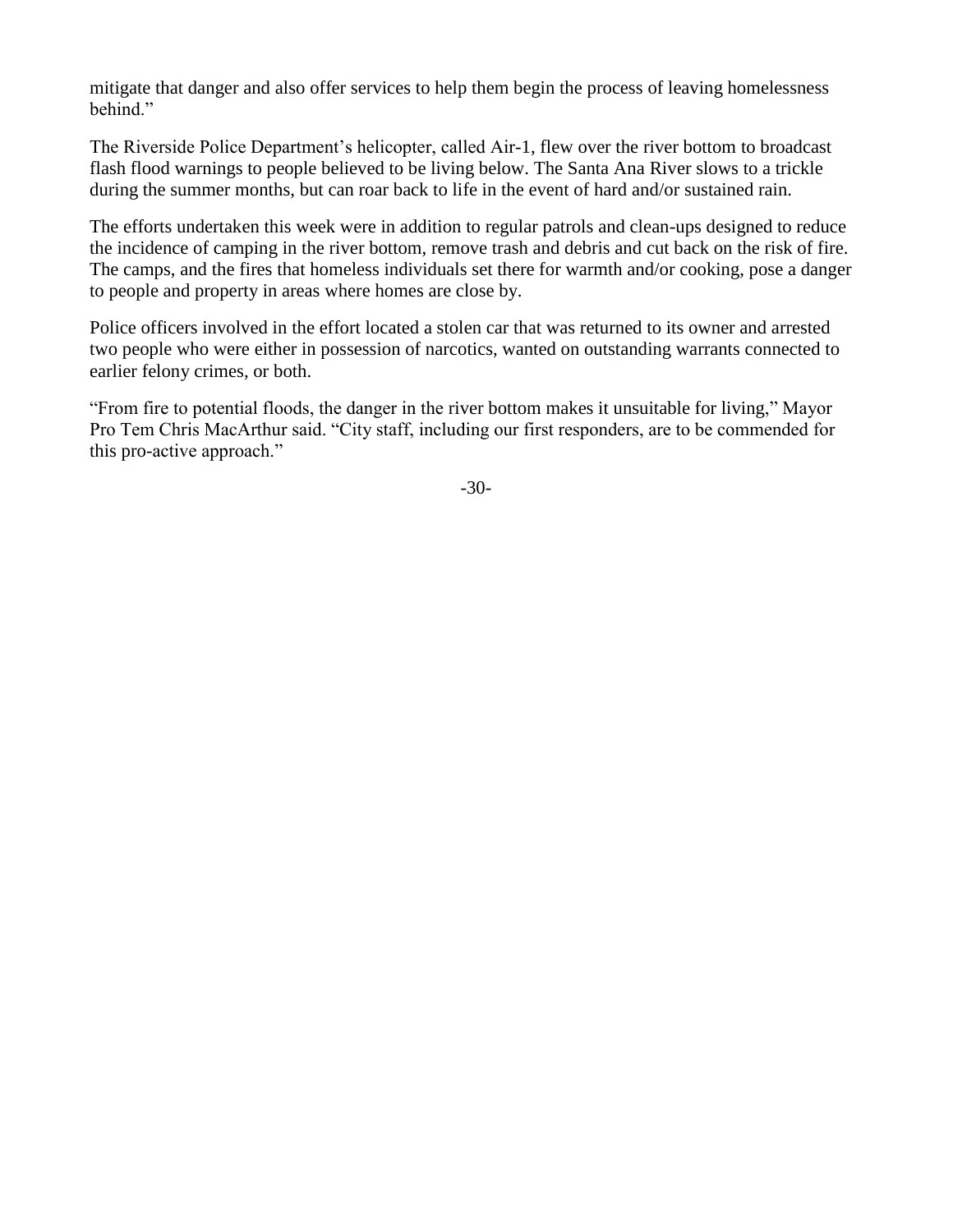mitigate that danger and also offer services to help them begin the process of leaving homelessness behind."

The Riverside Police Department's helicopter, called Air-1, flew over the river bottom to broadcast flash flood warnings to people believed to be living below. The Santa Ana River slows to a trickle during the summer months, but can roar back to life in the event of hard and/or sustained rain.

The efforts undertaken this week were in addition to regular patrols and clean-ups designed to reduce the incidence of camping in the river bottom, remove trash and debris and cut back on the risk of fire. The camps, and the fires that homeless individuals set there for warmth and/or cooking, pose a danger to people and property in areas where homes are close by.

Police officers involved in the effort located a stolen car that was returned to its owner and arrested two people who were either in possession of narcotics, wanted on outstanding warrants connected to earlier felony crimes, or both.

"From fire to potential floods, the danger in the river bottom makes it unsuitable for living," Mayor Pro Tem Chris MacArthur said. "City staff, including our first responders, are to be commended for this pro-active approach."

-30-